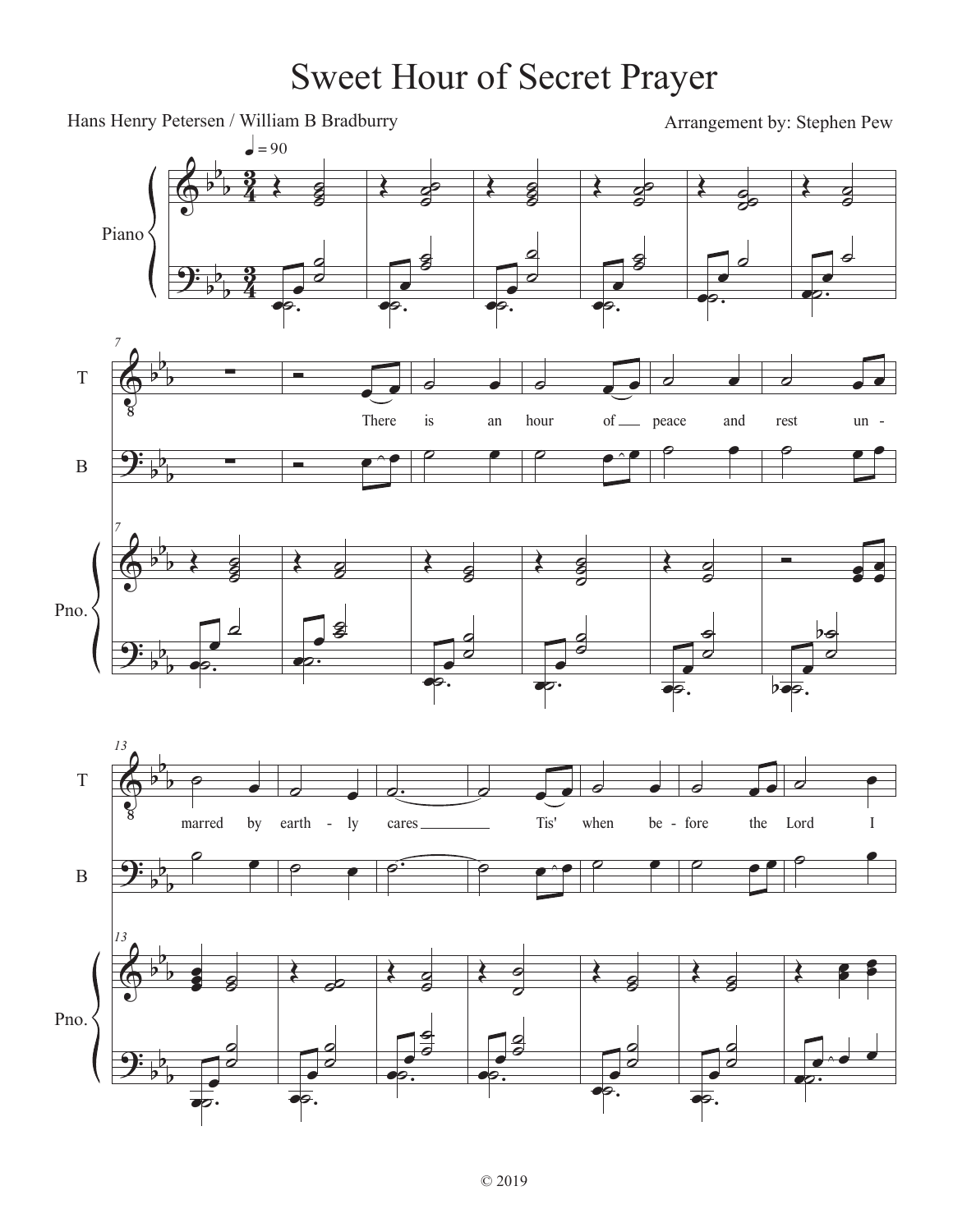# Sweet Hour of Secret Prayer

Hans Henry Petersen / William B Bradburry

Arrangement by: Stephen Pew

♩ = 90

Piano

T

B

Pno.

There is an hour of peace and rest un- marred by earth - ly cares Tis' when be - fore the Lord I

© 2019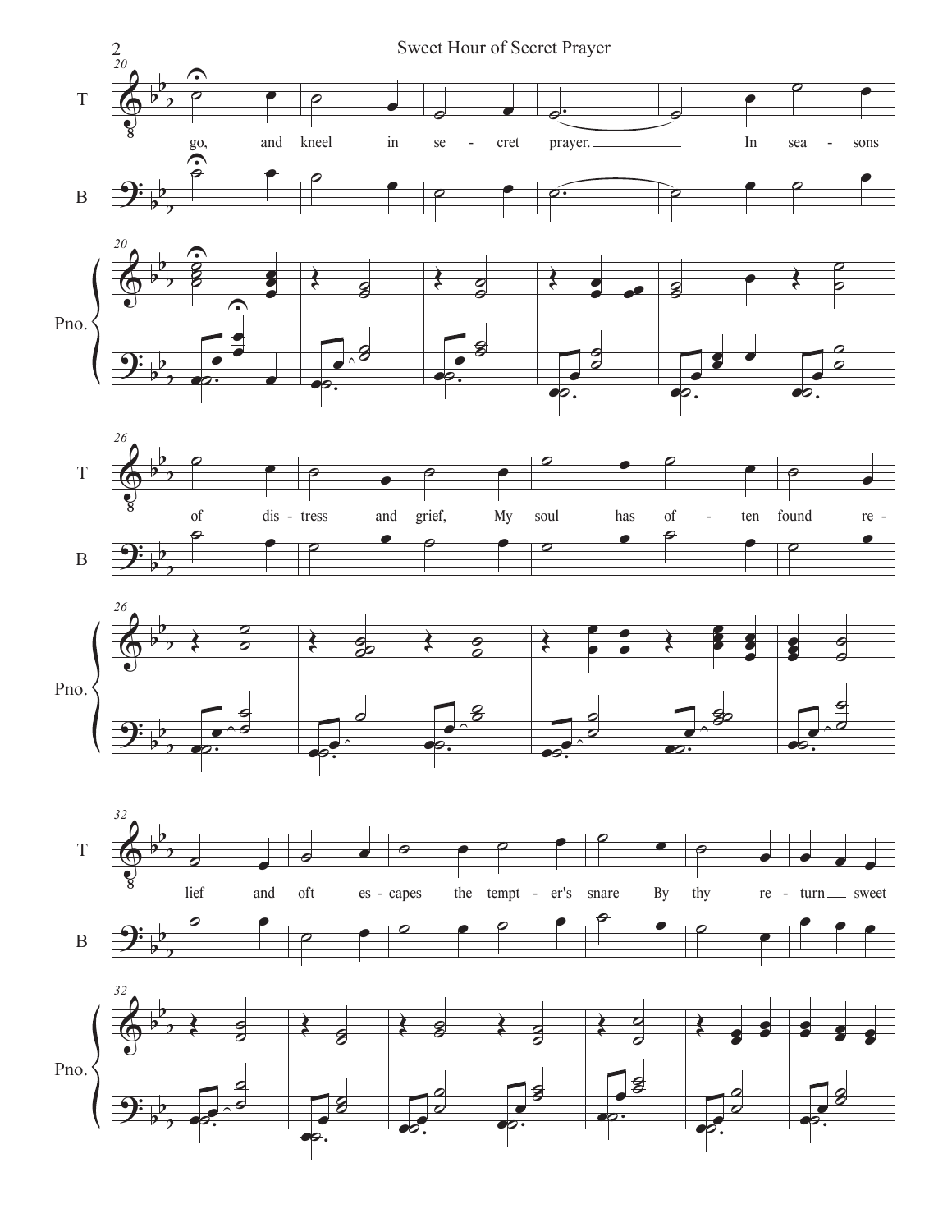T

B

Pno.

go, and kneel in se - cret prayer. In sea - sons

of dis - tress and grief, My soul has of - ten found re -

lief and oft es - capes the tempt - er's snare By thy re - turn sweet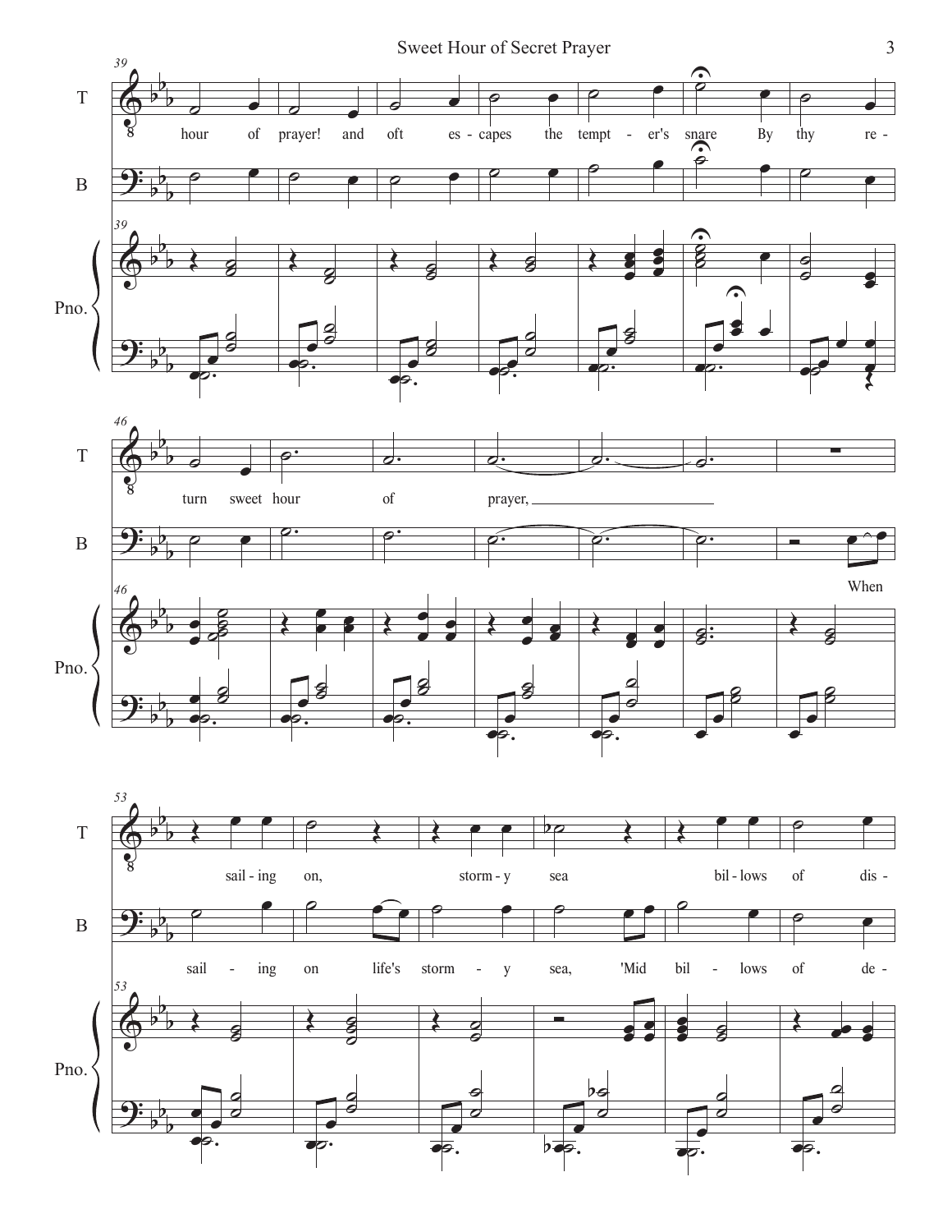hour of prayer! and oft es - capes the tempt - er's snare By thy re -

turn sweet hour of prayer,

When

sail - ing on, storm - y sea bil - lows of dis -

sail - ing on life's storm - y sea, 'Mid bil - lows of de -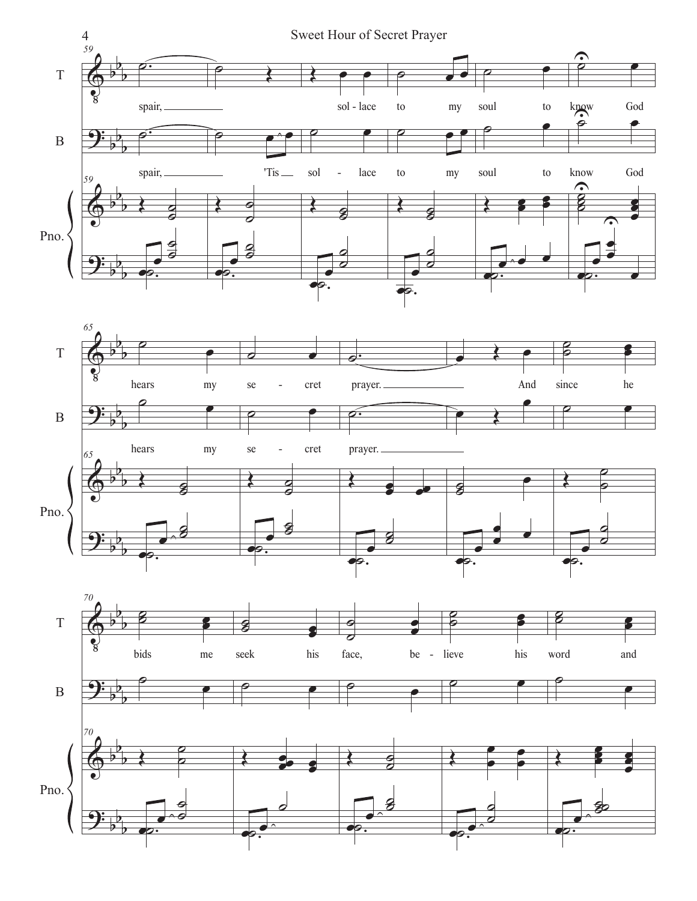T

spair, sol - lace to my soul to know God

B

spair, 'Tis sol - lace to my soul to know God

Pno.

T

hears my se - cret prayer. And since he

B

hears my se - cret prayer.

Pno.

T

bids me seek his face, be - lieve his word and

B

Pno.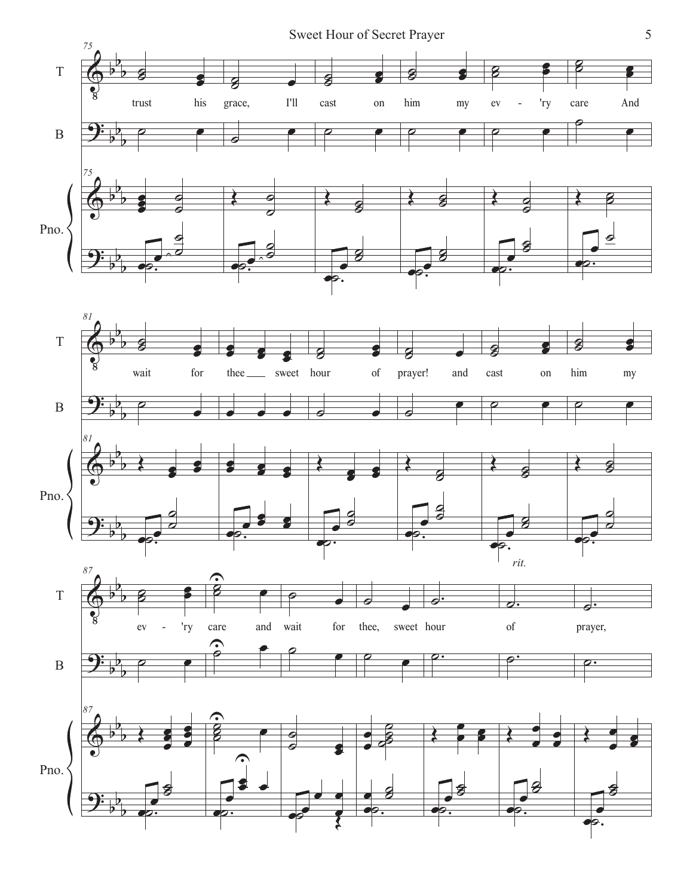T

B

Pno.

trust his grace, I'll cast on him my ev - 'ry care And

wait for thee sweet hour of prayer! and cast on him my

*rit.*

ev - 'ry care and wait for thee, sweet hour of prayer,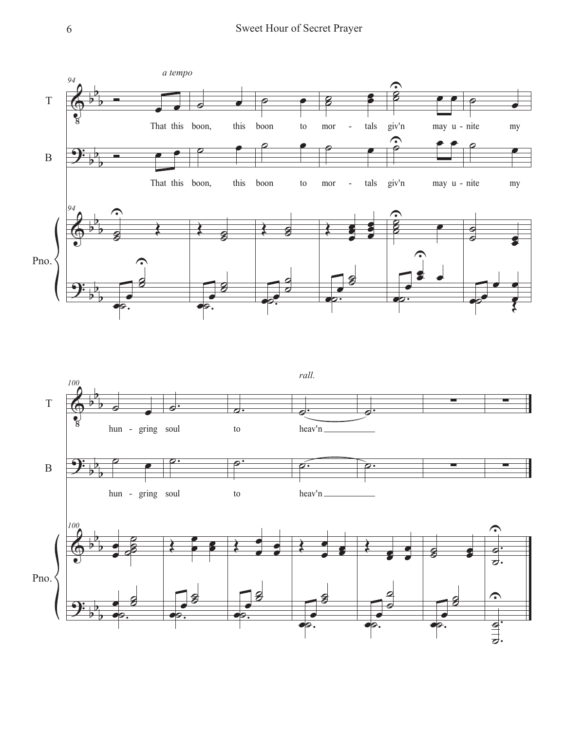*a tempo*

T

That this boon, this boon to mor - tals giv'n may u - nite my

B

That this boon, this boon to mor - tals giv'n may u - nite my

Pno.

*rall.*

T

hun - gring soul to heav'n

B

hun - gring soul to heav'n

Pno.